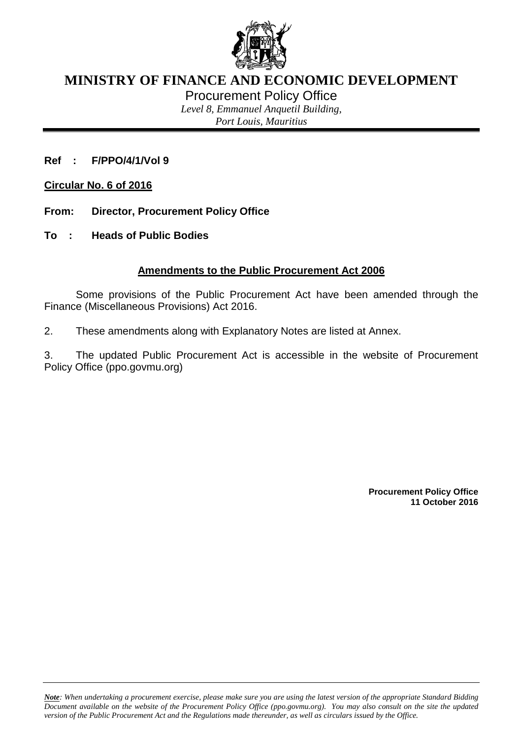# MINISTRY OF FINANCE AND ECONOMIC DEVELOPMENT

Procurement Policy Office

*Level 8, Emmanuel Anquetil Building,*
*Port Louis, Mauritius*

---

**Ref : F/PPO/4/1/Vol 9**

**Circular No. 6 of 2016**

**From: Director, Procurement Policy Office**

**To : Heads of Public Bodies**

## Amendments to the Public Procurement Act 2006

Some provisions of the Public Procurement Act have been amended through the Finance (Miscellaneous Provisions) Act 2016.

2. These amendments along with Explanatory Notes are listed at Annex.

3. The updated Public Procurement Act is accessible in the website of Procurement Policy Office (ppo.govmu.org)

**Procurement Policy Office**
**11 October 2016**

---

***Note****: When undertaking a procurement exercise, please make sure you are using the latest version of the appropriate Standard Bidding Document available on the website of the Procurement Policy Office (ppo.govmu.org). You may also consult on the site the updated version of the Public Procurement Act and the Regulations made thereunder, as well as circulars issued by the Office.*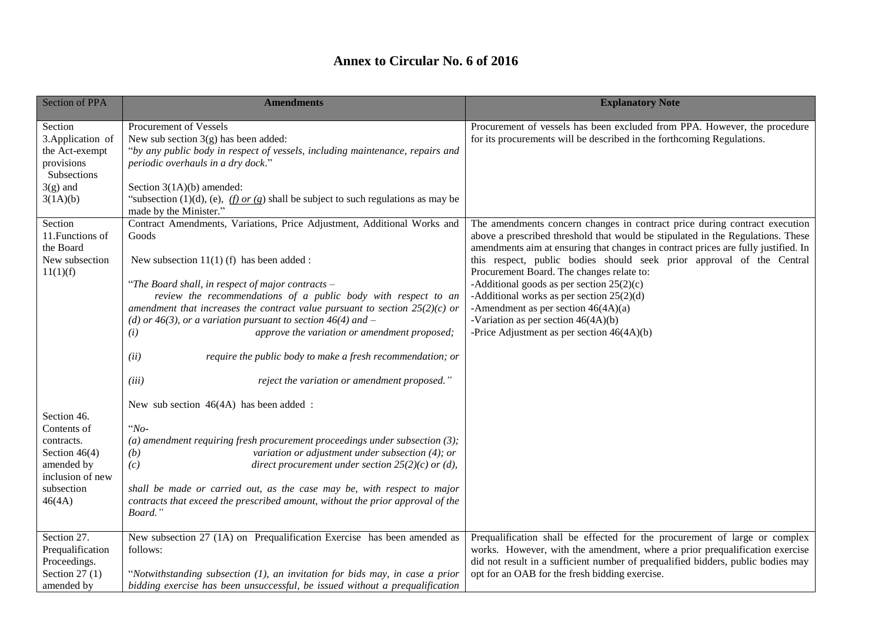# Annex to Circular No. 6 of 2016

| Section of PPA | Amendments | Explanatory Note |
| --- | --- | --- |
| Section 3.Application of the Act-exempt provisions Subsections 3(g) and 3(1A)(b) | Procurement of Vessels<br>New sub section 3(g) has been added:<br>"*by any public body in respect of vessels, including maintenance, repairs and periodic overhauls in a dry dock*."<br><br>Section 3(1A)(b) amended:<br>"subsection (1)(d), (e), *(f) or (g)* shall be subject to such regulations as may be made by the Minister." | Procurement of vessels has been excluded from PPA. However, the procedure for its procurements will be described in the forthcoming Regulations. |
| Section 11.Functions of the Board New subsection 11(1)(f)<br><br><br><br><br><br><br><br><br><br>Section 46. Contents of contracts. Section 46(4) amended by inclusion of new subsection 46(4A) | Contract Amendments, Variations, Price Adjustment, Additional Works and Goods<br><br>New subsection 11(1) (f) has been added :<br><br>"*The Board shall, in respect of major contracts –*<br>*review the recommendations of a public body with respect to an amendment that increases the contract value pursuant to section 25(2)(c) or (d) or 46(3), or a variation pursuant to section 46(4) and –*<br>*(i) approve the variation or amendment proposed;*<br><br>*(ii) require the public body to make a fresh recommendation; or*<br><br>*(iii) reject the variation or amendment proposed."*<br><br>New sub section 46(4A) has been added :<br><br>"*No-*<br>*(a) amendment requiring fresh procurement proceedings under subsection (3);*<br>*(b) variation or adjustment under subsection (4); or*<br>*(c) direct procurement under section 25(2)(c) or (d),*<br><br>*shall be made or carried out, as the case may be, with respect to major contracts that exceed the prescribed amount, without the prior approval of the Board."* | The amendments concern changes in contract price during contract execution above a prescribed threshold that would be stipulated in the Regulations. These amendments aim at ensuring that changes in contract prices are fully justified. In this respect, public bodies should seek prior approval of the Central Procurement Board. The changes relate to:<br>-Additional goods as per section 25(2)(c)<br>-Additional works as per section 25(2)(d)<br>-Amendment as per section 46(4A)(a)<br>-Variation as per section 46(4A)(b)<br>-Price Adjustment as per section 46(4A)(b) |
| Section 27. Prequalification Proceedings. Section 27 (1) amended by | New subsection 27 (1A) on Prequalification Exercise has been amended as follows:<br><br>"*Notwithstanding subsection (1), an invitation for bids may, in case a prior bidding exercise has been unsuccessful, be issued without a prequalification* | Prequalification shall be effected for the procurement of large or complex works. However, with the amendment, where a prior prequalification exercise did not result in a sufficient number of prequalified bidders, public bodies may opt for an OAB for the fresh bidding exercise. |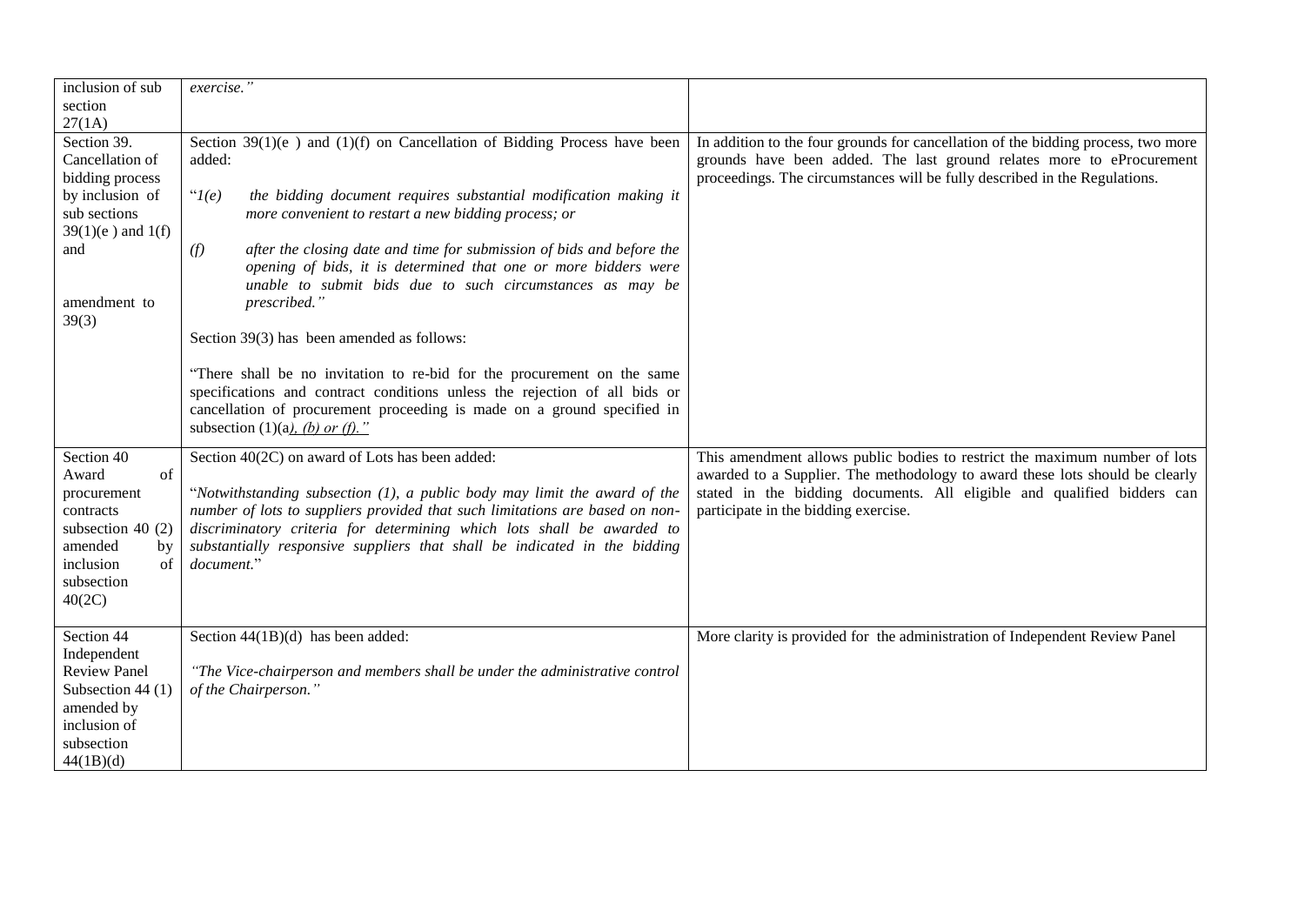| | | |
|---|---|---|
| inclusion of sub section 27(1A) | *exercise."* | |
| Section 39. Cancellation of bidding process by inclusion of sub sections 39(1)(e ) and 1(f) and amendment to 39(3) | Section 39(1)(e ) and (1)(f) on Cancellation of Bidding Process have been added: "*1(e) the bidding document requires substantial modification making it more convenient to restart a new bidding process; or* *(f) after the closing date and time for submission of bids and before the opening of bids, it is determined that one or more bidders were unable to submit bids due to such circumstances as may be prescribed."* Section 39(3) has been amended as follows: "There shall be no invitation to re-bid for the procurement on the same specifications and contract conditions unless the rejection of all bids or cancellation of procurement proceeding is made on a ground specified in subsection (1)(a*), (b) or (f)."* | In addition to the four grounds for cancellation of the bidding process, two more grounds have been added. The last ground relates more to eProcurement proceedings. The circumstances will be fully described in the Regulations. |
| Section 40 Award of procurement contracts subsection 40 (2) amended by inclusion of subsection 40(2C) | Section 40(2C) on award of Lots has been added: "*Notwithstanding subsection (1), a public body may limit the award of the number of lots to suppliers provided that such limitations are based on non-discriminatory criteria for determining which lots shall be awarded to substantially responsive suppliers that shall be indicated in the bidding document.*" | This amendment allows public bodies to restrict the maximum number of lots awarded to a Supplier. The methodology to award these lots should be clearly stated in the bidding documents. All eligible and qualified bidders can participate in the bidding exercise. |
| Section 44 Independent Review Panel Subsection 44 (1) amended by inclusion of subsection 44(1B)(d) | Section 44(1B)(d) has been added: *"The Vice-chairperson and members shall be under the administrative control of the Chairperson."* | More clarity is provided for the administration of Independent Review Panel |